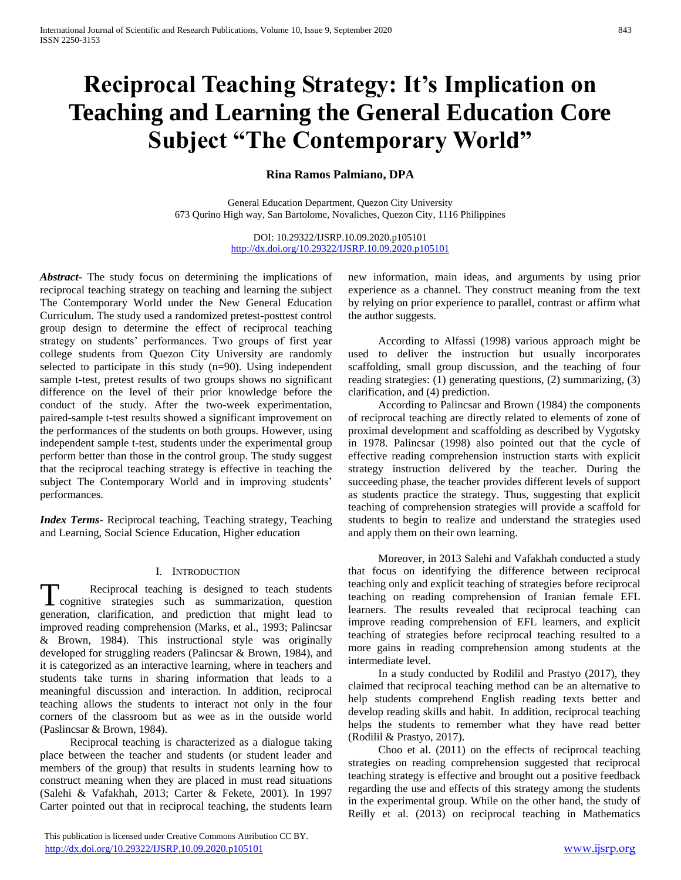# Reciprocal Teaching Strategy: It's Implication on Teaching and Learning the General Education Core Subject "The Contemporary World"

**Rina Ramos Palmiano, DPA**

General Education Department, Quezon City University
673 Qurino High way, San Bartolome, Novaliches, Quezon City, 1116 Philippines

DOI: 10.29322/IJSRP.10.09.2020.p105101
http://dx.doi.org/10.29322/IJSRP.10.09.2020.p105101

***Abstract***- The study focus on determining the implications of reciprocal teaching strategy on teaching and learning the subject The Contemporary World under the New General Education Curriculum. The study used a randomized pretest-posttest control group design to determine the effect of reciprocal teaching strategy on students' performances. Two groups of first year college students from Quezon City University are randomly selected to participate in this study (n=90). Using independent sample t-test, pretest results of two groups shows no significant difference on the level of their prior knowledge before the conduct of the study. After the two-week experimentation, paired-sample t-test results showed a significant improvement on the performances of the students on both groups. However, using independent sample t-test, students under the experimental group perform better than those in the control group. The study suggest that the reciprocal teaching strategy is effective in teaching the subject The Contemporary World and in improving students' performances.

***Index Terms***- Reciprocal teaching, Teaching strategy, Teaching and Learning, Social Science Education, Higher education

## I. Introduction

Reciprocal teaching is designed to teach students cognitive strategies such as summarization, question generation, clarification, and prediction that might lead to improved reading comprehension (Marks, et al., 1993; Palincsar & Brown, 1984). This instructional style was originally developed for struggling readers (Palincsar & Brown, 1984), and it is categorized as an interactive learning, where in teachers and students take turns in sharing information that leads to a meaningful discussion and interaction. In addition, reciprocal teaching allows the students to interact not only in the four corners of the classroom but as wee as in the outside world (Paslincsar & Brown, 1984).

Reciprocal teaching is characterized as a dialogue taking place between the teacher and students (or student leader and members of the group) that results in students learning how to construct meaning when they are placed in must read situations (Salehi & Vafakhah, 2013; Carter & Fekete, 2001). In 1997 Carter pointed out that in reciprocal teaching, the students learn new information, main ideas, and arguments by using prior experience as a channel. They construct meaning from the text by relying on prior experience to parallel, contrast or affirm what the author suggests.

According to Alfassi (1998) various approach might be used to deliver the instruction but usually incorporates scaffolding, small group discussion, and the teaching of four reading strategies: (1) generating questions, (2) summarizing, (3) clarification, and (4) prediction.

According to Palincsar and Brown (1984) the components of reciprocal teaching are directly related to elements of zone of proximal development and scaffolding as described by Vygotsky in 1978. Palincsar (1998) also pointed out that the cycle of effective reading comprehension instruction starts with explicit strategy instruction delivered by the teacher. During the succeeding phase, the teacher provides different levels of support as students practice the strategy. Thus, suggesting that explicit teaching of comprehension strategies will provide a scaffold for students to begin to realize and understand the strategies used and apply them on their own learning.

Moreover, in 2013 Salehi and Vafakhah conducted a study that focus on identifying the difference between reciprocal teaching only and explicit teaching of strategies before reciprocal teaching on reading comprehension of Iranian female EFL learners. The results revealed that reciprocal teaching can improve reading comprehension of EFL learners, and explicit teaching of strategies before reciprocal teaching resulted to a more gains in reading comprehension among students at the intermediate level.

In a study conducted by Rodilil and Prastyo (2017), they claimed that reciprocal teaching method can be an alternative to help students comprehend English reading texts better and develop reading skills and habit. In addition, reciprocal teaching helps the students to remember what they have read better (Rodilil & Prastyo, 2017).

Choo et al. (2011) on the effects of reciprocal teaching strategies on reading comprehension suggested that reciprocal teaching strategy is effective and brought out a positive feedback regarding the use and effects of this strategy among the students in the experimental group. While on the other hand, the study of Reilly et al. (2013) on reciprocal teaching in Mathematics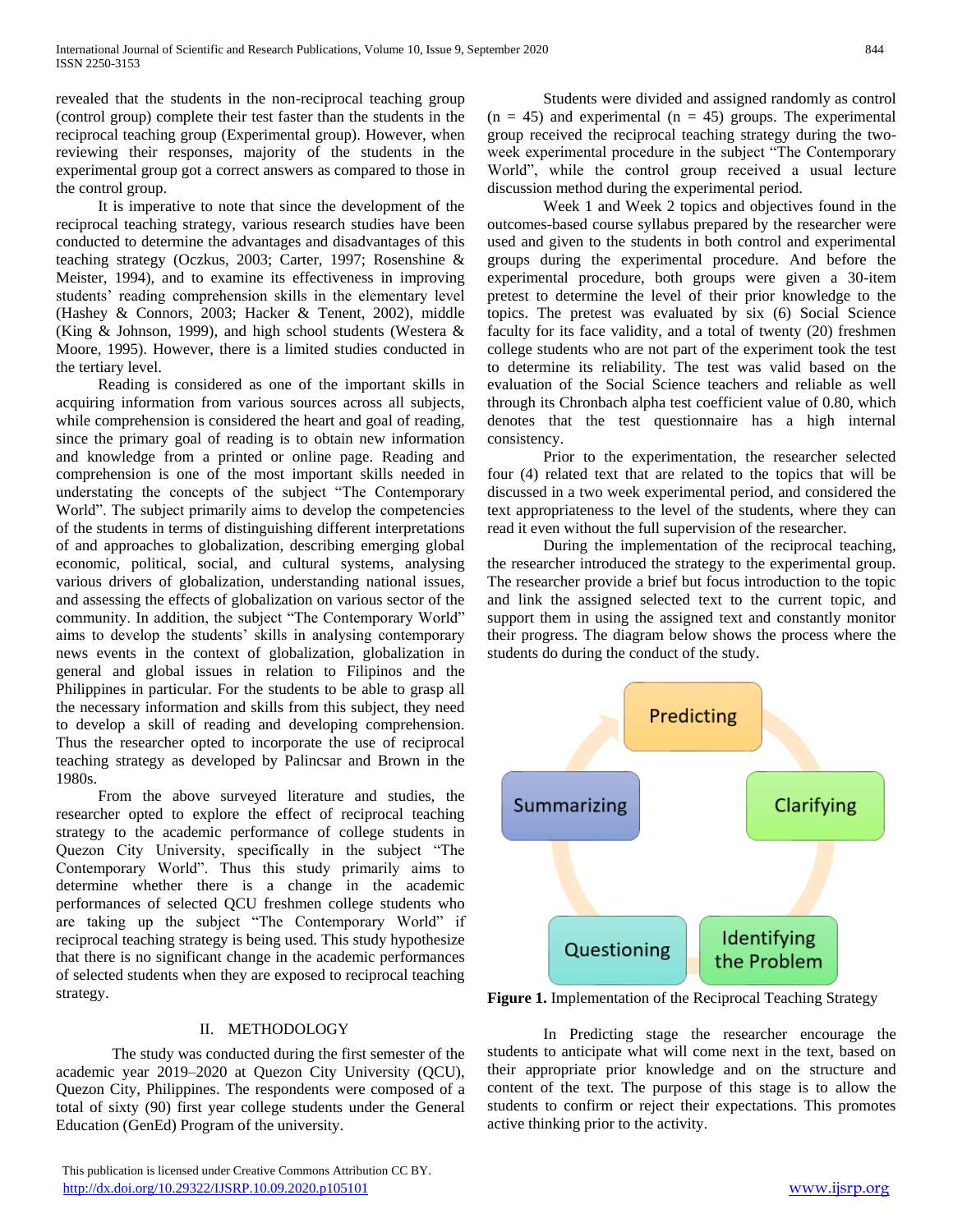revealed that the students in the non-reciprocal teaching group (control group) complete their test faster than the students in the reciprocal teaching group (Experimental group). However, when reviewing their responses, majority of the students in the experimental group got a correct answers as compared to those in the control group.

It is imperative to note that since the development of the reciprocal teaching strategy, various research studies have been conducted to determine the advantages and disadvantages of this teaching strategy (Oczkus, 2003; Carter, 1997; Rosenshine & Meister, 1994), and to examine its effectiveness in improving students' reading comprehension skills in the elementary level (Hashey & Connors, 2003; Hacker & Tenent, 2002), middle (King & Johnson, 1999), and high school students (Westera & Moore, 1995). However, there is a limited studies conducted in the tertiary level.

Reading is considered as one of the important skills in acquiring information from various sources across all subjects, while comprehension is considered the heart and goal of reading, since the primary goal of reading is to obtain new information and knowledge from a printed or online page. Reading and comprehension is one of the most important skills needed in understating the concepts of the subject "The Contemporary World". The subject primarily aims to develop the competencies of the students in terms of distinguishing different interpretations of and approaches to globalization, describing emerging global economic, political, social, and cultural systems, analysing various drivers of globalization, understanding national issues, and assessing the effects of globalization on various sector of the community. In addition, the subject "The Contemporary World" aims to develop the students' skills in analysing contemporary news events in the context of globalization, globalization in general and global issues in relation to Filipinos and the Philippines in particular. For the students to be able to grasp all the necessary information and skills from this subject, they need to develop a skill of reading and developing comprehension. Thus the researcher opted to incorporate the use of reciprocal teaching strategy as developed by Palincsar and Brown in the 1980s.

From the above surveyed literature and studies, the researcher opted to explore the effect of reciprocal teaching strategy to the academic performance of college students in Quezon City University, specifically in the subject "The Contemporary World". Thus this study primarily aims to determine whether there is a change in the academic performances of selected QCU freshmen college students who are taking up the subject "The Contemporary World" if reciprocal teaching strategy is being used. This study hypothesize that there is no significant change in the academic performances of selected students when they are exposed to reciprocal teaching strategy.

## II. METHODOLOGY

The study was conducted during the first semester of the academic year 2019–2020 at Quezon City University (QCU), Quezon City, Philippines. The respondents were composed of a total of sixty (90) first year college students under the General Education (GenEd) Program of the university.

Students were divided and assigned randomly as control (n = 45) and experimental (n = 45) groups. The experimental group received the reciprocal teaching strategy during the two-week experimental procedure in the subject "The Contemporary World", while the control group received a usual lecture discussion method during the experimental period.

Week 1 and Week 2 topics and objectives found in the outcomes-based course syllabus prepared by the researcher were used and given to the students in both control and experimental groups during the experimental procedure. And before the experimental procedure, both groups were given a 30-item pretest to determine the level of their prior knowledge to the topics. The pretest was evaluated by six (6) Social Science faculty for its face validity, and a total of twenty (20) freshmen college students who are not part of the experiment took the test to determine its reliability. The test was valid based on the evaluation of the Social Science teachers and reliable as well through its Chronbach alpha test coefficient value of 0.80, which denotes that the test questionnaire has a high internal consistency.

Prior to the experimentation, the researcher selected four (4) related text that are related to the topics that will be discussed in a two week experimental period, and considered the text appropriateness to the level of the students, where they can read it even without the full supervision of the researcher.

During the implementation of the reciprocal teaching, the researcher introduced the strategy to the experimental group. The researcher provide a brief but focus introduction to the topic and link the assigned selected text to the current topic, and support them in using the assigned text and constantly monitor their progress. The diagram below shows the process where the students do during the conduct of the study.

Predicting → Clarifying → Identifying the Problem → Questioning → Summarizing

**Figure 1.** Implementation of the Reciprocal Teaching Strategy

In Predicting stage the researcher encourage the students to anticipate what will come next in the text, based on their appropriate prior knowledge and on the structure and content of the text. The purpose of this stage is to allow the students to confirm or reject their expectations. This promotes active thinking prior to the activity.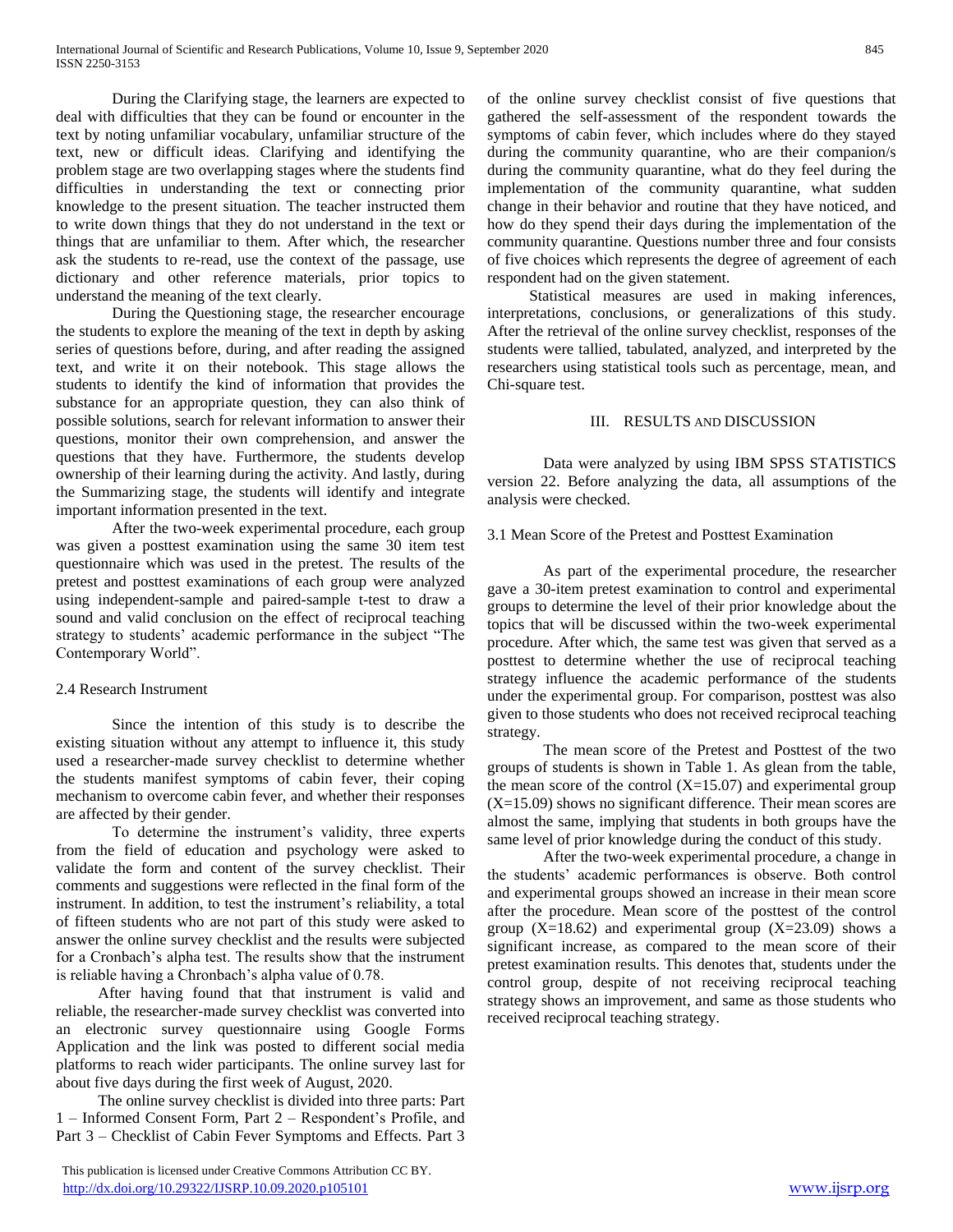During the Clarifying stage, the learners are expected to deal with difficulties that they can be found or encounter in the text by noting unfamiliar vocabulary, unfamiliar structure of the text, new or difficult ideas. Clarifying and identifying the problem stage are two overlapping stages where the students find difficulties in understanding the text or connecting prior knowledge to the present situation. The teacher instructed them to write down things that they do not understand in the text or things that are unfamiliar to them. After which, the researcher ask the students to re-read, use the context of the passage, use dictionary and other reference materials, prior topics to understand the meaning of the text clearly.

During the Questioning stage, the researcher encourage the students to explore the meaning of the text in depth by asking series of questions before, during, and after reading the assigned text, and write it on their notebook. This stage allows the students to identify the kind of information that provides the substance for an appropriate question, they can also think of possible solutions, search for relevant information to answer their questions, monitor their own comprehension, and answer the questions that they have. Furthermore, the students develop ownership of their learning during the activity. And lastly, during the Summarizing stage, the students will identify and integrate important information presented in the text.

After the two-week experimental procedure, each group was given a posttest examination using the same 30 item test questionnaire which was used in the pretest. The results of the pretest and posttest examinations of each group were analyzed using independent-sample and paired-sample t-test to draw a sound and valid conclusion on the effect of reciprocal teaching strategy to students' academic performance in the subject "The Contemporary World".

### 2.4 Research Instrument

Since the intention of this study is to describe the existing situation without any attempt to influence it, this study used a researcher-made survey checklist to determine whether the students manifest symptoms of cabin fever, their coping mechanism to overcome cabin fever, and whether their responses are affected by their gender.

To determine the instrument's validity, three experts from the field of education and psychology were asked to validate the form and content of the survey checklist. Their comments and suggestions were reflected in the final form of the instrument. In addition, to test the instrument's reliability, a total of fifteen students who are not part of this study were asked to answer the online survey checklist and the results were subjected for a Cronbach's alpha test. The results show that the instrument is reliable having a Chronbach's alpha value of 0.78.

After having found that that instrument is valid and reliable, the researcher-made survey checklist was converted into an electronic survey questionnaire using Google Forms Application and the link was posted to different social media platforms to reach wider participants. The online survey last for about five days during the first week of August, 2020.

The online survey checklist is divided into three parts: Part 1 – Informed Consent Form, Part 2 – Respondent's Profile, and Part 3 – Checklist of Cabin Fever Symptoms and Effects. Part 3 of the online survey checklist consist of five questions that gathered the self-assessment of the respondent towards the symptoms of cabin fever, which includes where do they stayed during the community quarantine, who are their companion/s during the community quarantine, what do they feel during the implementation of the community quarantine, what sudden change in their behavior and routine that they have noticed, and how do they spend their days during the implementation of the community quarantine. Questions number three and four consists of five choices which represents the degree of agreement of each respondent had on the given statement.

Statistical measures are used in making inferences, interpretations, conclusions, or generalizations of this study. After the retrieval of the online survey checklist, responses of the students were tallied, tabulated, analyzed, and interpreted by the researchers using statistical tools such as percentage, mean, and Chi-square test.

## III. Results and Discussion

Data were analyzed by using IBM SPSS STATISTICS version 22. Before analyzing the data, all assumptions of the analysis were checked.

### 3.1 Mean Score of the Pretest and Posttest Examination

As part of the experimental procedure, the researcher gave a 30-item pretest examination to control and experimental groups to determine the level of their prior knowledge about the topics that will be discussed within the two-week experimental procedure. After which, the same test was given that served as a posttest to determine whether the use of reciprocal teaching strategy influence the academic performance of the students under the experimental group. For comparison, posttest was also given to those students who does not received reciprocal teaching strategy.

The mean score of the Pretest and Posttest of the two groups of students is shown in Table 1. As glean from the table, the mean score of the control ($X=15.07$) and experimental group ($X=15.09$) shows no significant difference. Their mean scores are almost the same, implying that students in both groups have the same level of prior knowledge during the conduct of this study.

After the two-week experimental procedure, a change in the students' academic performances is observe. Both control and experimental groups showed an increase in their mean score after the procedure. Mean score of the posttest of the control group ($X=18.62$) and experimental group ($X=23.09$) shows a significant increase, as compared to the mean score of their pretest examination results. This denotes that, students under the control group, despite of not receiving reciprocal teaching strategy shows an improvement, and same as those students who received reciprocal teaching strategy.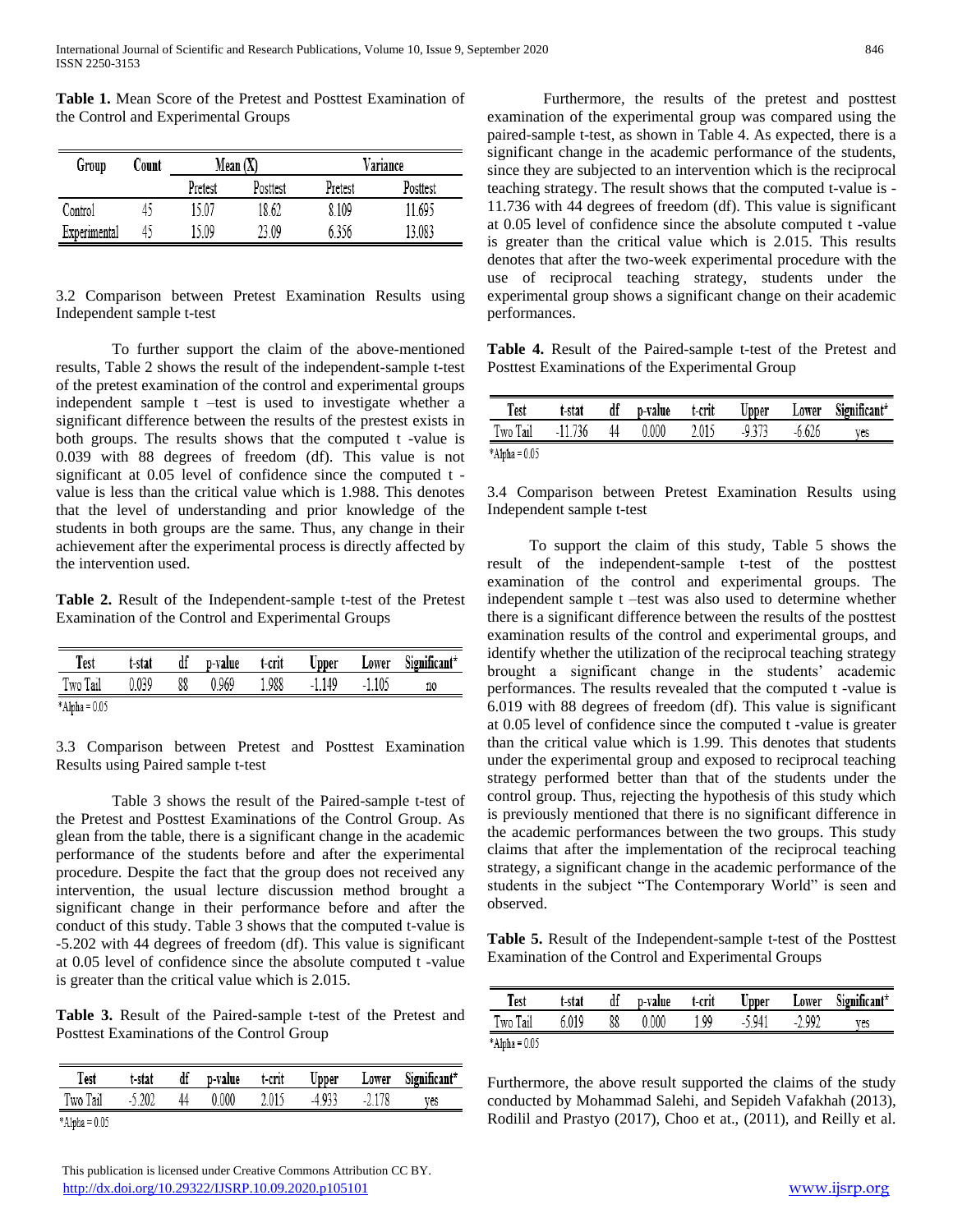**Table 1.** Mean Score of the Pretest and Posttest Examination of the Control and Experimental Groups

| Group | Count | Mean (X) | | Variance | |
|---|---|---|---|---|---|
| | | Pretest | Posttest | Pretest | Posttest |
| Control | 45 | 15.07 | 18.62 | 8.109 | 11.695 |
| Experimental | 45 | 15.09 | 23.09 | 6.356 | 13.083 |

3.2 Comparison between Pretest Examination Results using Independent sample t-test

To further support the claim of the above-mentioned results, Table 2 shows the result of the independent-sample t-test of the pretest examination of the control and experimental groups independent sample t –test is used to investigate whether a significant difference between the results of the prestest exists in both groups. The results shows that the computed t -value is 0.039 with 88 degrees of freedom (df). This value is not significant at 0.05 level of confidence since the computed t -value is less than the critical value which is 1.988. This denotes that the level of understanding and prior knowledge of the students in both groups are the same. Thus, any change in their achievement after the experimental process is directly affected by the intervention used.

**Table 2.** Result of the Independent-sample t-test of the Pretest Examination of the Control and Experimental Groups

| Test | t-stat | df | p-value | t-crit | Upper | Lower | Significant* |
|---|---|---|---|---|---|---|---|
| Two Tail | 0.039 | 88 | 0.969 | 1.988 | -1.149 | -1.105 | no |

*Alpha = 0.05

3.3 Comparison between Pretest and Posttest Examination Results using Paired sample t-test

Table 3 shows the result of the Paired-sample t-test of the Pretest and Posttest Examinations of the Control Group. As glean from the table, there is a significant change in the academic performance of the students before and after the experimental procedure. Despite the fact that the group does not received any intervention, the usual lecture discussion method brought a significant change in their performance before and after the conduct of this study. Table 3 shows that the computed t-value is -5.202 with 44 degrees of freedom (df). This value is significant at 0.05 level of confidence since the absolute computed t -value is greater than the critical value which is 2.015.

**Table 3.** Result of the Paired-sample t-test of the Pretest and Posttest Examinations of the Control Group

| Test | t-stat | df | p-value | t-crit | Upper | Lower | Significant* |
|---|---|---|---|---|---|---|---|
| Two Tail | -5.202 | 44 | 0.000 | 2.015 | -4.933 | -2.178 | yes |

*Alpha = 0.05

Furthermore, the results of the pretest and posttest examination of the experimental group was compared using the paired-sample t-test, as shown in Table 4. As expected, there is a significant change in the academic performance of the students, since they are subjected to an intervention which is the reciprocal teaching strategy. The result shows that the computed t-value is -11.736 with 44 degrees of freedom (df). This value is significant at 0.05 level of confidence since the absolute computed t -value is greater than the critical value which is 2.015. This results denotes that after the two-week experimental procedure with the use of reciprocal teaching strategy, students under the experimental group shows a significant change on their academic performances.

**Table 4.** Result of the Paired-sample t-test of the Pretest and Posttest Examinations of the Experimental Group

| Test | t-stat | df | p-value | t-crit | Upper | Lower | Significant* |
|---|---|---|---|---|---|---|---|
| Two Tail | -11.736 | 44 | 0.000 | 2.015 | -9.373 | -6.626 | yes |

*Alpha = 0.05

3.4 Comparison between Pretest Examination Results using Independent sample t-test

To support the claim of this study, Table 5 shows the result of the independent-sample t-test of the posttest examination of the control and experimental groups. The independent sample t –test was also used to determine whether there is a significant difference between the results of the posttest examination results of the control and experimental groups, and identify whether the utilization of the reciprocal teaching strategy brought a significant change in the students' academic performances. The results revealed that the computed t -value is 6.019 with 88 degrees of freedom (df). This value is significant at 0.05 level of confidence since the computed t -value is greater than the critical value which is 1.99. This denotes that students under the experimental group and exposed to reciprocal teaching strategy performed better than that of the students under the control group. Thus, rejecting the hypothesis of this study which is previously mentioned that there is no significant difference in the academic performances between the two groups. This study claims that after the implementation of the reciprocal teaching strategy, a significant change in the academic performance of the students in the subject "The Contemporary World" is seen and observed.

**Table 5.** Result of the Independent-sample t-test of the Posttest Examination of the Control and Experimental Groups

| Test | t-stat | df | p-value | t-crit | Upper | Lower | Significant* |
|---|---|---|---|---|---|---|---|
| Two Tail | 6.019 | 88 | 0.000 | 1.99 | -5.941 | -2.992 | yes |

*Alpha = 0.05

Furthermore, the above result supported the claims of the study conducted by Mohammad Salehi, and Sepideh Vafakhah (2013), Rodilil and Prastyo (2017), Choo et at., (2011), and Reilly et al.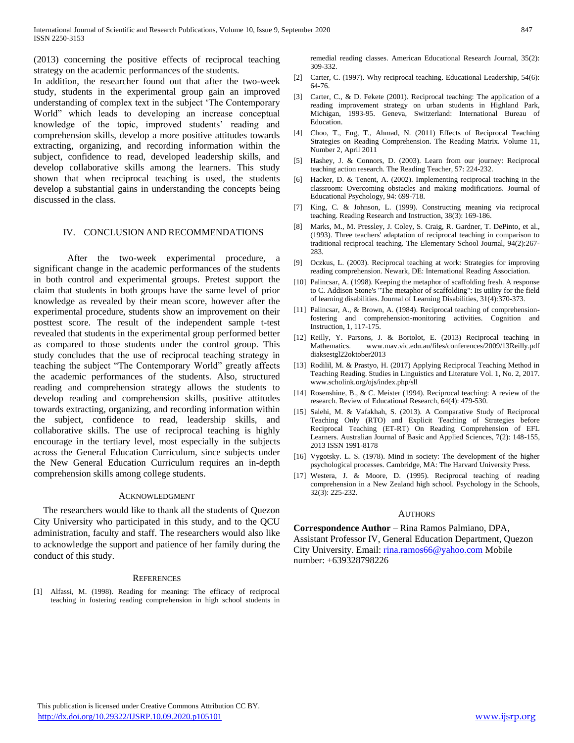(2013) concerning the positive effects of reciprocal teaching strategy on the academic performances of the students.

In addition, the researcher found out that after the two-week study, students in the experimental group gain an improved understanding of complex text in the subject 'The Contemporary World" which leads to developing an increase conceptual knowledge of the topic, improved students' reading and comprehension skills, develop a more positive attitudes towards extracting, organizing, and recording information within the subject, confidence to read, developed leadership skills, and develop collaborative skills among the learners. This study shown that when reciprocal teaching is used, the students develop a substantial gains in understanding the concepts being discussed in the class.

## IV. CONCLUSION AND RECOMMENDATIONS

After the two-week experimental procedure, a significant change in the academic performances of the students in both control and experimental groups. Pretest support the claim that students in both groups have the same level of prior knowledge as revealed by their mean score, however after the experimental procedure, students show an improvement on their posttest score. The result of the independent sample t-test revealed that students in the experimental group performed better as compared to those students under the control group. This study concludes that the use of reciprocal teaching strategy in teaching the subject "The Contemporary World" greatly affects the academic performances of the students. Also, structured reading and comprehension strategy allows the students to develop reading and comprehension skills, positive attitudes towards extracting, organizing, and recording information within the subject, confidence to read, leadership skills, and collaborative skills. The use of reciprocal teaching is highly encourage in the tertiary level, most especially in the subjects across the General Education Curriculum, since subjects under the New General Education Curriculum requires an in-depth comprehension skills among college students.

## ACKNOWLEDGMENT

The researchers would like to thank all the students of Quezon City University who participated in this study, and to the QCU administration, faculty and staff. The researchers would also like to acknowledge the support and patience of her family during the conduct of this study.

## REFERENCES

[1] Alfassi, M. (1998). Reading for meaning: The efficacy of reciprocal teaching in fostering reading comprehension in high school students in remedial reading classes. American Educational Research Journal, 35(2): 309-332.

[2] Carter, C. (1997). Why reciprocal teaching. Educational Leadership, 54(6): 64-76.

[3] Carter, C., & D. Fekete (2001). Reciprocal teaching: The application of a reading improvement strategy on urban students in Highland Park, Michigan, 1993-95. Geneva, Switzerland: International Bureau of Education.

[4] Choo, T., Eng, T., Ahmad, N. (2011) Effects of Reciprocal Teaching Strategies on Reading Comprehension. The Reading Matrix. Volume 11, Number 2, April 2011

[5] Hashey, J. & Connors, D. (2003). Learn from our journey: Reciprocal teaching action research. The Reading Teacher, 57: 224-232.

[6] Hacker, D. & Tenent, A. (2002). Implementing reciprocal teaching in the classroom: Overcoming obstacles and making modifications. Journal of Educational Psychology, 94: 699-718.

[7] King, C. & Johnson, L. (1999). Constructing meaning via reciprocal teaching. Reading Research and Instruction, 38(3): 169-186.

[8] Marks, M., M. Pressley, J. Coley, S. Craig, R. Gardner, T. DePinto, et al., (1993). Three teachers' adaptation of reciprocal teaching in comparison to traditional reciprocal teaching. The Elementary School Journal, 94(2):267-283.

[9] Oczkus, L. (2003). Reciprocal teaching at work: Strategies for improving reading comprehension. Newark, DE: International Reading Association.

[10] Palincsar, A. (1998). Keeping the metaphor of scaffolding fresh. A response to C. Addison Stone's "The metaphor of scaffolding": Its utility for the field of learning disabilities. Journal of Learning Disabilities, 31(4):370-373.

[11] Palincsar, A., & Brown, A. (1984). Reciprocal teaching of comprehension-fostering and comprehension-monitoring activities. Cognition and Instruction, 1, 117-175.

[12] Reilly, Y. Parsons, J. & Bortolot, E. (2013) Reciprocal teaching in Mathematics. www.mav.vic.edu.au/files/conferences/2009/13Reilly.pdf diaksestgl22oktober2013

[13] Rodilil, M. & Prastyo, H. (2017) Applying Reciprocal Teaching Method in Teaching Reading. Studies in Linguistics and Literature Vol. 1, No. 2, 2017. www.scholink.org/ojs/index.php/sll

[14] Rosenshine, B., & C. Meister (1994). Reciprocal teaching: A review of the research. Review of Educational Research, 64(4): 479-530.

[15] Salehi, M. & Vafakhah, S. (2013). A Comparative Study of Reciprocal Teaching Only (RTO) and Explicit Teaching of Strategies before Reciprocal Teaching (ET-RT) On Reading Comprehension of EFL Learners. Australian Journal of Basic and Applied Sciences, 7(2): 148-155, 2013 ISSN 1991-8178

[16] Vygotsky. L. S. (1978). Mind in society: The development of the higher psychological processes. Cambridge, MA: The Harvard University Press.

[17] Westera, J. & Moore, D. (1995). Reciprocal teaching of reading comprehension in a New Zealand high school. Psychology in the Schools, 32(3): 225-232.

## AUTHORS

**Correspondence Author** – Rina Ramos Palmiano, DPA, Assistant Professor IV, General Education Department, Quezon City University. Email: rina.ramos66@yahoo.com Mobile number: +639328798226